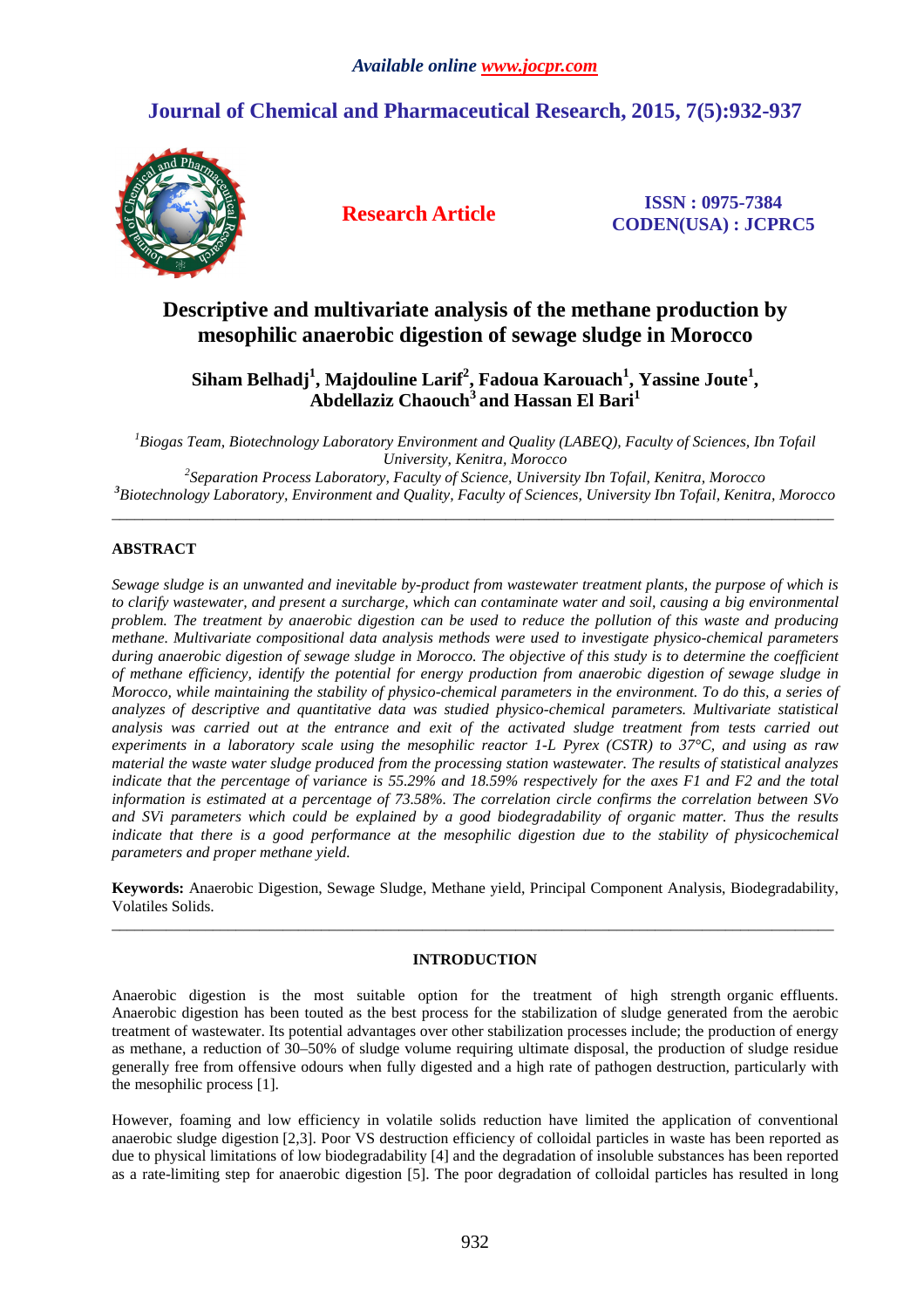*Available online www.jocpr.com*

# Journal of Chemical and Pharmaceutical Research, 2015, 7(5):932-937

**Research Article**

**ISSN : 0975-7384**
**CODEN(USA) : JCPRC5**

# Descriptive and multivariate analysis of the methane production by mesophilic anaerobic digestion of sewage sludge in Morocco

**Siham Belhadj[1], Majdouline Larif[2], Fadoua Karouach[1], Yassine Joute[1], Abdellaziz Chaouch[3] and Hassan El Bari[1]**

*[1]Biogas Team, Biotechnology Laboratory Environment and Quality (LABEQ), Faculty of Sciences, Ibn Tofail University, Kenitra, Morocco*
*[2]Separation Process Laboratory, Faculty of Science, University Ibn Tofail, Kenitra, Morocco*
*[3]Biotechnology Laboratory, Environment and Quality, Faculty of Sciences, University Ibn Tofail, Kenitra, Morocco*

---

## ABSTRACT

*Sewage sludge is an unwanted and inevitable by-product from wastewater treatment plants, the purpose of which is to clarify wastewater, and present a surcharge, which can contaminate water and soil, causing a big environmental problem. The treatment by anaerobic digestion can be used to reduce the pollution of this waste and producing methane. Multivariate compositional data analysis methods were used to investigate physico-chemical parameters during anaerobic digestion of sewage sludge in Morocco. The objective of this study is to determine the coefficient of methane efficiency, identify the potential for energy production from anaerobic digestion of sewage sludge in Morocco, while maintaining the stability of physico-chemical parameters in the environment. To do this, a series of analyzes of descriptive and quantitative data was studied physico-chemical parameters. Multivariate statistical analysis was carried out at the entrance and exit of the activated sludge treatment from tests carried out experiments in a laboratory scale using the mesophilic reactor 1-L Pyrex (CSTR) to 37°C, and using as raw material the waste water sludge produced from the processing station wastewater. The results of statistical analyzes indicate that the percentage of variance is 55.29% and 18.59% respectively for the axes F1 and F2 and the total information is estimated at a percentage of 73.58%. The correlation circle confirms the correlation between SVo and SVi parameters which could be explained by a good biodegradability of organic matter. Thus the results indicate that there is a good performance at the mesophilic digestion due to the stability of physicochemical parameters and proper methane yield.*

**Keywords:** Anaerobic Digestion, Sewage Sludge, Methane yield, Principal Component Analysis, Biodegradability, Volatiles Solids.

---

## INTRODUCTION

Anaerobic digestion is the most suitable option for the treatment of high strength organic effluents. Anaerobic digestion has been touted as the best process for the stabilization of sludge generated from the aerobic treatment of wastewater. Its potential advantages over other stabilization processes include; the production of energy as methane, a reduction of 30–50% of sludge volume requiring ultimate disposal, the production of sludge residue generally free from offensive odours when fully digested and a high rate of pathogen destruction, particularly with the mesophilic process [1].

However, foaming and low efficiency in volatile solids reduction have limited the application of conventional anaerobic sludge digestion [2,3]. Poor VS destruction efficiency of colloidal particles in waste has been reported as due to physical limitations of low biodegradability [4] and the degradation of insoluble substances has been reported as a rate-limiting step for anaerobic digestion [5]. The poor degradation of colloidal particles has resulted in long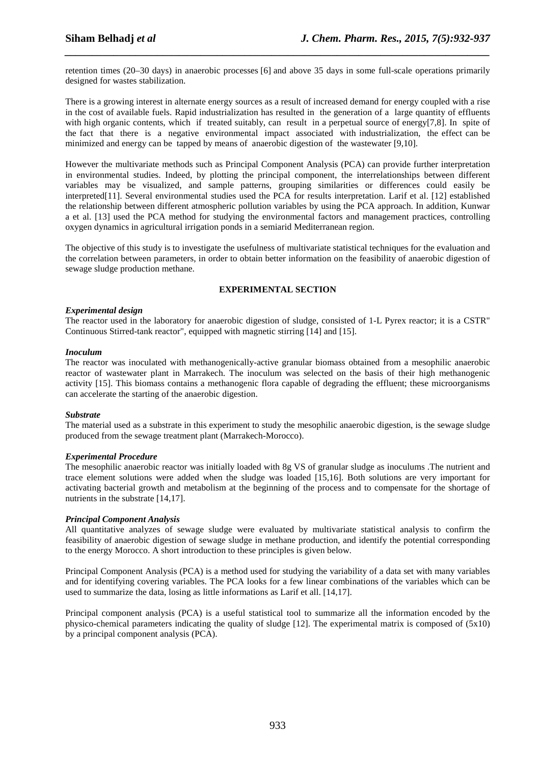retention times (20–30 days) in anaerobic processes [6] and above 35 days in some full-scale operations primarily designed for wastes stabilization.

There is a growing interest in alternate energy sources as a result of increased demand for energy coupled with a rise in the cost of available fuels. Rapid industrialization has resulted in the generation of a large quantity of effluents with high organic contents, which if treated suitably, can result in a perpetual source of energy[7,8]. In spite of the fact that there is a negative environmental impact associated with industrialization, the effect can be minimized and energy can be tapped by means of anaerobic digestion of the wastewater [9,10].

However the multivariate methods such as Principal Component Analysis (PCA) can provide further interpretation in environmental studies. Indeed, by plotting the principal component, the interrelationships between different variables may be visualized, and sample patterns, grouping similarities or differences could easily be interpreted[11]. Several environmental studies used the PCA for results interpretation. Larif et al. [12] established the relationship between different atmospheric pollution variables by using the PCA approach. In addition, Kunwar a et al. [13] used the PCA method for studying the environmental factors and management practices, controlling oxygen dynamics in agricultural irrigation ponds in a semiarid Mediterranean region.

The objective of this study is to investigate the usefulness of multivariate statistical techniques for the evaluation and the correlation between parameters, in order to obtain better information on the feasibility of anaerobic digestion of sewage sludge production methane.

## EXPERIMENTAL SECTION

### *Experimental design*

The reactor used in the laboratory for anaerobic digestion of sludge, consisted of 1-L Pyrex reactor; it is a CSTR" Continuous Stirred-tank reactor", equipped with magnetic stirring [14] and [15].

### *Inoculum*

The reactor was inoculated with methanogenically-active granular biomass obtained from a mesophilic anaerobic reactor of wastewater plant in Marrakech. The inoculum was selected on the basis of their high methanogenic activity [15]. This biomass contains a methanogenic flora capable of degrading the effluent; these microorganisms can accelerate the starting of the anaerobic digestion.

### *Substrate*

The material used as a substrate in this experiment to study the mesophilic anaerobic digestion, is the sewage sludge produced from the sewage treatment plant (Marrakech-Morocco).

### *Experimental Procedure*

The mesophilic anaerobic reactor was initially loaded with 8g VS of granular sludge as inoculums .The nutrient and trace element solutions were added when the sludge was loaded [15,16]. Both solutions are very important for activating bacterial growth and metabolism at the beginning of the process and to compensate for the shortage of nutrients in the substrate [14,17].

### *Principal Component Analysis*

All quantitative analyzes of sewage sludge were evaluated by multivariate statistical analysis to confirm the feasibility of anaerobic digestion of sewage sludge in methane production, and identify the potential corresponding to the energy Morocco. A short introduction to these principles is given below.

Principal Component Analysis (PCA) is a method used for studying the variability of a data set with many variables and for identifying covering variables. The PCA looks for a few linear combinations of the variables which can be used to summarize the data, losing as little informations as Larif et all. [14,17].

Principal component analysis (PCA) is a useful statistical tool to summarize all the information encoded by the physico-chemical parameters indicating the quality of sludge [12]. The experimental matrix is composed of (5x10) by a principal component analysis (PCA).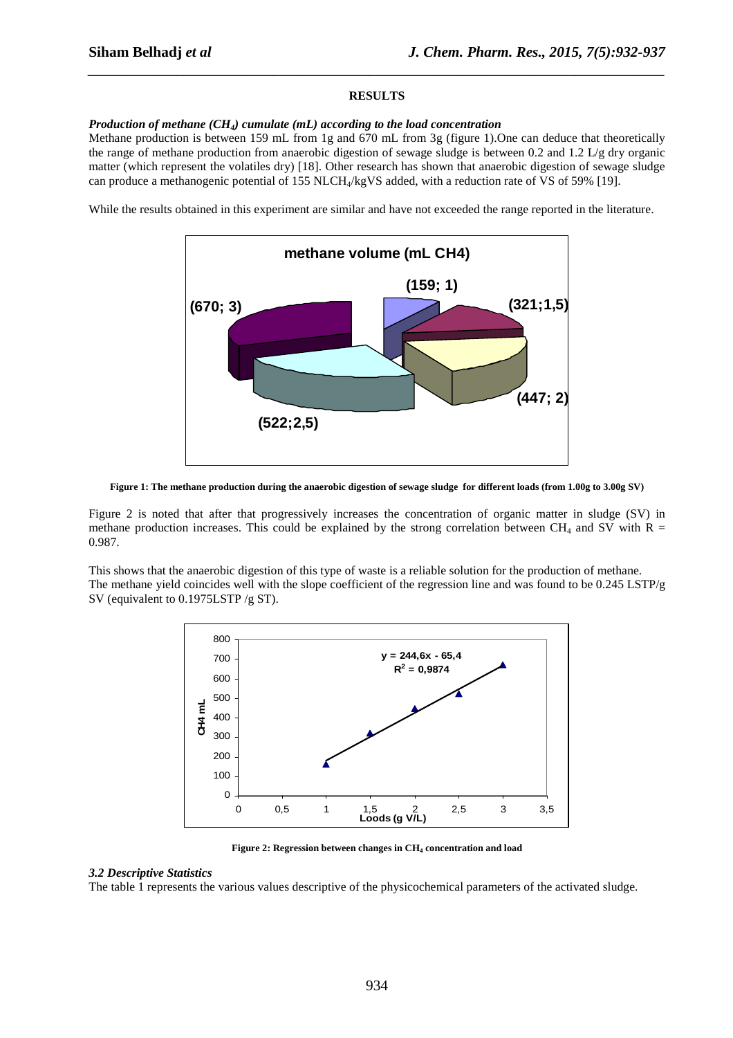## RESULTS

***Production of methane ($CH_4$) cumulate (mL) according to the load concentration***

Methane production is between 159 mL from 1g and 670 mL from 3g (figure 1).One can deduce that theoretically the range of methane production from anaerobic digestion of sewage sludge is between 0.2 and 1.2 L/g dry organic matter (which represent the volatiles dry) [18]. Other research has shown that anaerobic digestion of sewage sludge can produce a methanogenic potential of 155 $NLCH_4$/kgVS added, with a reduction rate of VS of 59% [19].

While the results obtained in this experiment are similar and have not exceeded the range reported in the literature.

**Figure 1: The methane production during the anaerobic digestion of sewage sludge for different loads (from 1.00g to 3.00g SV)**

Figure 2 is noted that after that progressively increases the concentration of organic matter in sludge (SV) in methane production increases. This could be explained by the strong correlation between $CH_4$ and SV with R = 0.987.

This shows that the anaerobic digestion of this type of waste is a reliable solution for the production of methane. The methane yield coincides well with the slope coefficient of the regression line and was found to be 0.245 LSTP/g SV (equivalent to 0.1975LSTP /g ST).

**Figure 2: Regression between changes in $CH_4$ concentration and load**

### *3.2 Descriptive Statistics*

The table 1 represents the various values descriptive of the physicochemical parameters of the activated sludge.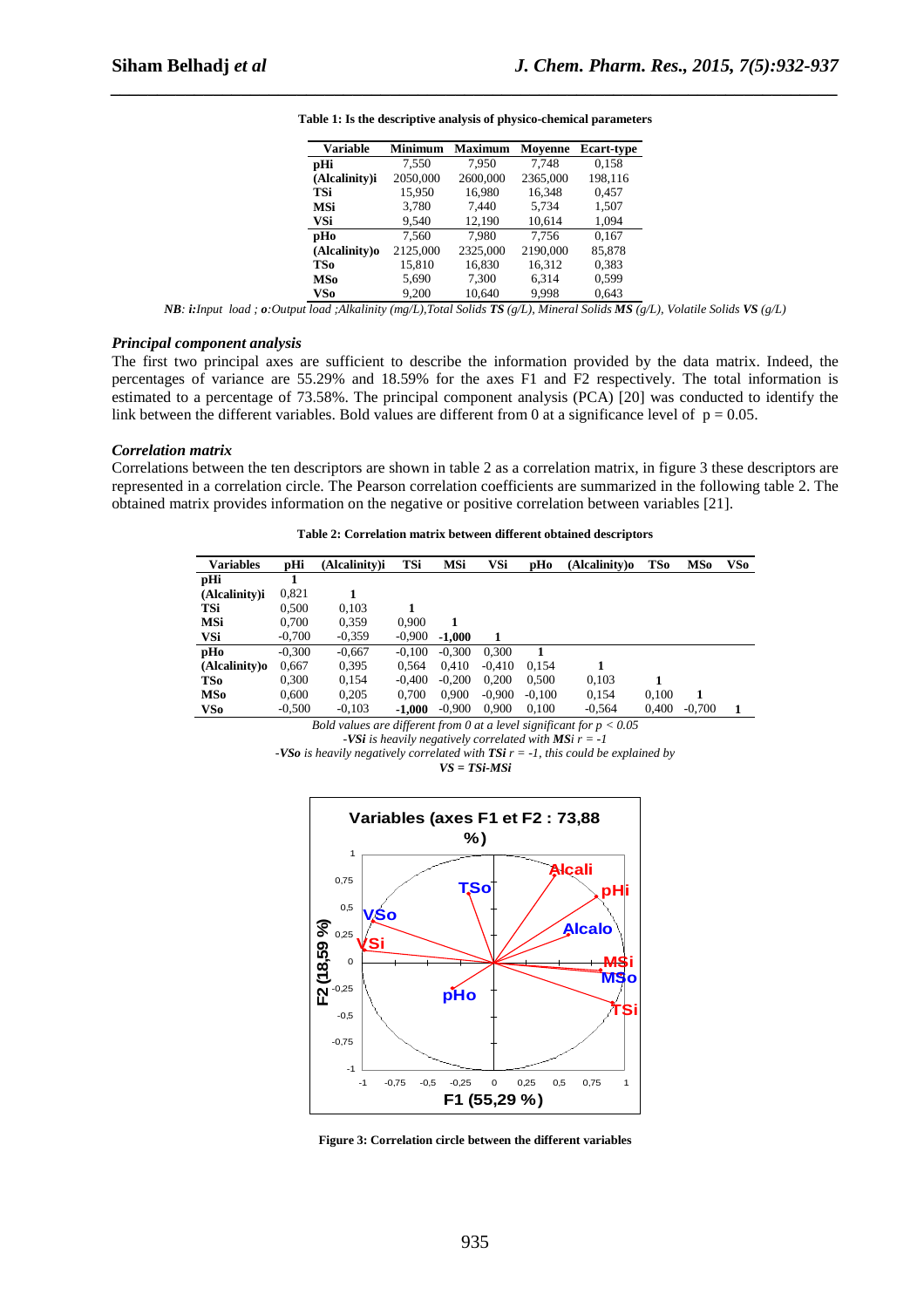**Table 1: Is the descriptive analysis of physico-chemical parameters**

| Variable | Minimum | Maximum | Moyenne | Ecart-type |
|---|---|---|---|---|
| **pHi** | 7,550 | 7,950 | 7,748 | 0,158 |
| **(Alcalinity)i** | 2050,000 | 2600,000 | 2365,000 | 198,116 |
| **TSi** | 15,950 | 16,980 | 16,348 | 0,457 |
| **MSi** | 3,780 | 7,440 | 5,734 | 1,507 |
| **VSi** | 9,540 | 12,190 | 10,614 | 1,094 |
| **pHo** | 7,560 | 7,980 | 7,756 | 0,167 |
| **(Alcalinity)o** | 2125,000 | 2325,000 | 2190,000 | 85,878 |
| **TSo** | 15,810 | 16,830 | 16,312 | 0,383 |
| **MSo** | 5,690 | 7,300 | 6,314 | 0,599 |
| **VSo** | 9,200 | 10,640 | 9,998 | 0,643 |

*NB: **i**:Input load ; **o**:Output load ;Alkalinity (mg/L),Total Solids **TS** (g/L), Mineral Solids **MS** (g/L), Volatile Solids **VS** (g/L)*

### *Principal component analysis*

The first two principal axes are sufficient to describe the information provided by the data matrix. Indeed, the percentages of variance are 55.29% and 18.59% for the axes F1 and F2 respectively. The total information is estimated to a percentage of 73.58%. The principal component analysis (PCA) [20] was conducted to identify the link between the different variables. Bold values are different from 0 at a significance level of $p = 0.05$.

### *Correlation matrix*

Correlations between the ten descriptors are shown in table 2 as a correlation matrix, in figure 3 these descriptors are represented in a correlation circle. The Pearson correlation coefficients are summarized in the following table 2. The obtained matrix provides information on the negative or positive correlation between variables [21].

**Table 2: Correlation matrix between different obtained descriptors**

| Variables | pHi | (Alcalinity)i | TSi | MSi | VSi | pHo | (Alcalinity)o | TSo | MSo | VSo |
|---|---|---|---|---|---|---|---|---|---|---|
| **pHi** | 1 | | | | | | | | | |
| **(Alcalinity)i** | 0,821 | 1 | | | | | | | | |
| **TSi** | 0,500 | 0,103 | 1 | | | | | | | |
| **MSi** | 0,700 | 0,359 | 0,900 | 1 | | | | | | |
| **VSi** | -0,700 | -0,359 | -0,900 | **-1,000** | 1 | | | | | |
| **pHo** | -0,300 | -0,667 | -0,100 | -0,300 | 0,300 | 1 | | | | |
| **(Alcalinity)o** | 0,667 | 0,395 | 0,564 | 0,410 | -0,410 | 0,154 | 1 | | | |
| **TSo** | 0,300 | 0,154 | -0,400 | -0,200 | 0,200 | 0,500 | 0,103 | 1 | | |
| **MSo** | 0,600 | 0,205 | 0,700 | 0,900 | -0,900 | -0,100 | 0,154 | 0,100 | 1 | |
| **VSo** | -0,500 | -0,103 | **-1,000** | -0,900 | 0,900 | 0,100 | -0,564 | 0,400 | -0,700 | 1 |

*Bold values are different from 0 at a level significant for $p < 0.05$*

*-**VSi** is heavily negatively correlated with **MSi** $r = -1$*

*-**VSo** is heavily negatively correlated with **TSi** $r = -1$, this could be explained by*

***VS = TSi-MSi***

**Figure 3: Correlation circle between the different variables**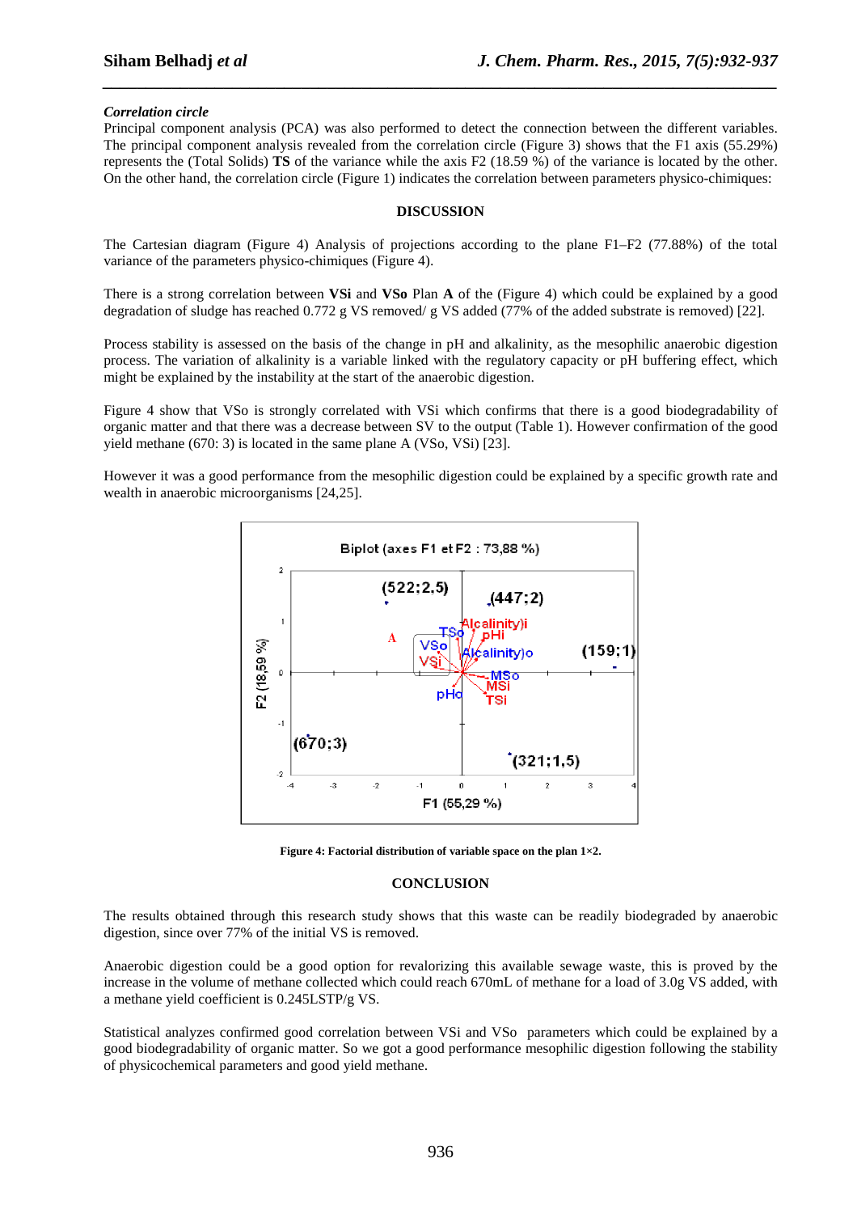***Correlation circle***

Principal component analysis (PCA) was also performed to detect the connection between the different variables. The principal component analysis revealed from the correlation circle (Figure 3) shows that the F1 axis (55.29%) represents the (Total Solids) **TS** of the variance while the axis F2 (18.59 %) of the variance is located by the other. On the other hand, the correlation circle (Figure 1) indicates the correlation between parameters physico-chimiques:

## DISCUSSION

The Cartesian diagram (Figure 4) Analysis of projections according to the plane F1–F2 (77.88%) of the total variance of the parameters physico-chimiques (Figure 4).

There is a strong correlation between **VSi** and **VSo** Plan **A** of the (Figure 4) which could be explained by a good degradation of sludge has reached 0.772 g VS removed/ g VS added (77% of the added substrate is removed) [22].

Process stability is assessed on the basis of the change in pH and alkalinity, as the mesophilic anaerobic digestion process. The variation of alkalinity is a variable linked with the regulatory capacity or pH buffering effect, which might be explained by the instability at the start of the anaerobic digestion.

Figure 4 show that VSo is strongly correlated with VSi which confirms that there is a good biodegradability of organic matter and that there was a decrease between SV to the output (Table 1). However confirmation of the good yield methane (670: 3) is located in the same plane A (VSo, VSi) [23].

However it was a good performance from the mesophilic digestion could be explained by a specific growth rate and wealth in anaerobic microorganisms [24,25].

**Figure 4: Factorial distribution of variable space on the plan 1×2.**

## CONCLUSION

The results obtained through this research study shows that this waste can be readily biodegraded by anaerobic digestion, since over 77% of the initial VS is removed.

Anaerobic digestion could be a good option for revalorizing this available sewage waste, this is proved by the increase in the volume of methane collected which could reach 670mL of methane for a load of 3.0g VS added, with a methane yield coefficient is 0.245LSTP/g VS.

Statistical analyzes confirmed good correlation between VSi and VSo parameters which could be explained by a good biodegradability of organic matter. So we got a good performance mesophilic digestion following the stability of physicochemical parameters and good yield methane.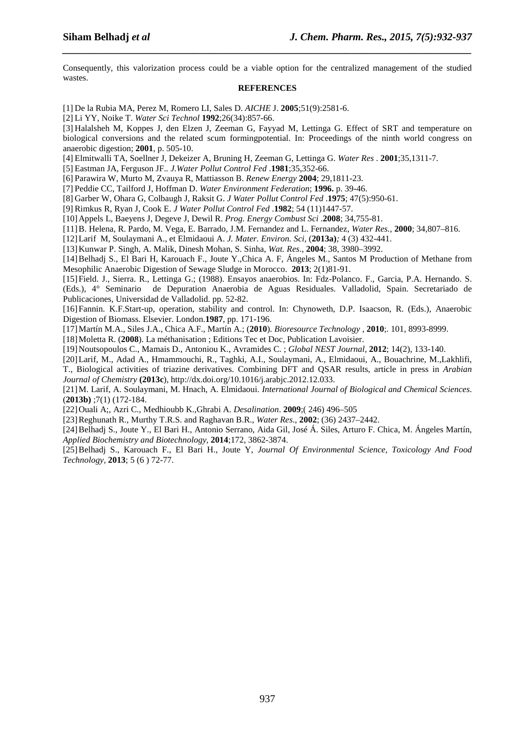Consequently, this valorization process could be a viable option for the centralized management of the studied wastes.

## REFERENCES

[1] De la Rubia MA, Perez M, Romero LI, Sales D. *AICHE* J. **2005**;51(9):2581-6.

[2] Li YY, Noike T. *Water Sci Technol* **1992**;26(34):857-66.

[3] Halalsheh M, Koppes J, den Elzen J, Zeeman G, Fayyad M, Lettinga G. Effect of SRT and temperature on biological conversions and the related scum formingpotential. In: Proceedings of the ninth world congress on anaerobic digestion; **2001**, p. 505-10.

[4] Elmitwalli TA, Soellner J, Dekeizer A, Bruning H, Zeeman G, Lettinga G. *Water Res* . **2001**;35,1311-7.

[5] Eastman JA, Ferguson JF.. *J.Water Pollut Control Fed* .**1981**;35,352-66.

[6] Parawira W, Murto M, Zvauya R, Mattiasson B. *Renew Energy* **2004**; 29,1811-23.

[7] Peddie CC, Tailford J, Hoffman D. *Water Environment Federation*; **1996.** p. 39-46.

[8] Garber W, Ohara G, Colbaugh J, Raksit G. *J Water Pollut Control Fed* .**1975**; 47(5):950-61.

[9] Rimkus R, Ryan J, Cook E. *J Water Pollut Control Fed* .**1982**; 54 (11)1447-57.

[10] Appels L, Baeyens J, Degeve J, Dewil R. *Prog. Energy Combust Sci* .**2008**; 34,755-81.

[11] B. Helena, R. Pardo, M. Vega, E. Barrado, J.M. Fernandez and L. Fernandez, *Water Res.*, **2000**; 34,807–816.

[12] Larif M, Soulaymani A., et Elmidaoui A. *J. Mater. Environ. Sci*, (**2013a)***;* 4 (3) 432-441.

[13] Kunwar P. Singh, A. Malik, Dinesh Mohan, S. Sinha, *Wat. Res*., **2004**; 38, 3980–3992.

[14] Belhadj S., El Bari H, Karouach F., Joute Y.,Chica A. F, Ángeles M., Santos M Production of Methane from Mesophilic Anaerobic Digestion of Sewage Sludge in Morocco. **2013**; 2(1)81-91.

[15] Field. J., Sierra. R., Lettinga G.; (1988). Ensayos anaerobios. In: Fdz-Polanco. F., Garcia, P.A. Hernando. S. (Eds.), 4° Seminario de Depuration Anaerobia de Aguas Residuales. Valladolid, Spain. Secretariado de Publicaciones, Universidad de Valladolid. pp. 52-82.

[16] Fannin. K.F.Start-up, operation, stability and control. In: Chynoweth, D.P. Isaacson, R. (Eds.), Anaerobic Digestion of Biomass. Elsevier. London.**1987**, pp. 171-196.

[17] Martín M.A., Siles J.A., Chica A.F., Martín A.; (**2010**). *Bioresource Technology* , **2010**;. 101, 8993-8999.

[18] Moletta R. (**2008**). La méthanisation ; Editions Tec et Doc, Publication Lavoisier.

[19] Noutsopoulos C., Mamais D., Antoniou K., Avramides C. ; *Global NEST Journal*, **2012**; 14(2), 133-140.

[20] Larif, M., Adad A., Hmammouchi, R., Taghki, A.I., Soulaymani, A., Elmidaoui, A., Bouachrine, M.,Lakhlifi, T., Biological activities of triazine derivatives. Combining DFT and QSAR results, article in press in *Arabian Journal of Chemistry* **(2013c)**, http://dx.doi.org/10.1016/j.arabjc.2012.12.033.

[21] M. Larif, A. Soulaymani, M. Hnach, A. Elmidaoui. *International Journal of Biological and Chemical Sciences*. (**2013b)** ;7(1) (172-184.

[22] Ouali A;, Azri C., Medhioubb K.,Ghrabi A. *Desalination*. **2009**;( 246) 496–505

[23] Reghunath R., Murthy T.R.S. and Raghavan B.R., *Water Res*., **2002**; (36) 2437–2442.

[24] Belhadj S., Joute Y., El Bari H., Antonio Serrano, Aida Gil, José Á. Siles, Arturo F. Chica, M. Ángeles Martín, *Applied Biochemistry and Biotechnology*, **2014**;172, 3862-3874.

[25] Belhadj S., Karouach F., El Bari H., Joute Y, *Journal Of Environmental Science, Toxicology And Food Technology*, **2013**; 5 (6 ) 72-77.